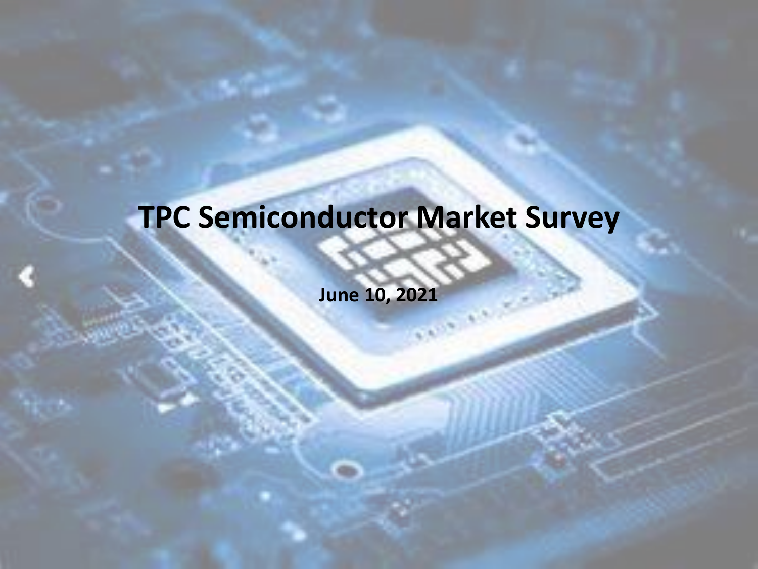# TPC Semiconductor Market Survey

**June 10, 2021**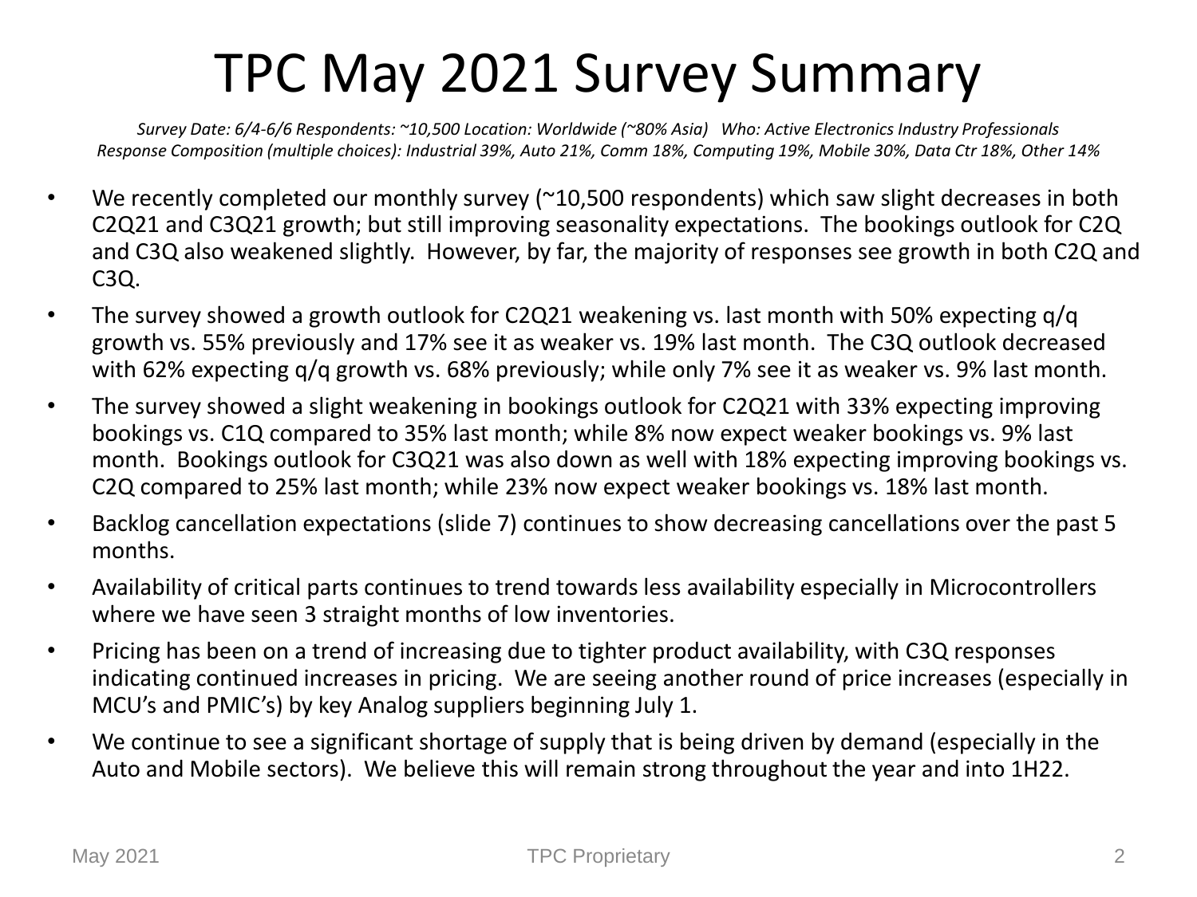# TPC May 2021 Survey Summary

*Survey Date: 6/4-6/6 Respondents: ~10,500 Location: Worldwide (~80% Asia) Who: Active Electronics Industry Professionals*
*Response Composition (multiple choices): Industrial 39%, Auto 21%, Comm 18%, Computing 19%, Mobile 30%, Data Ctr 18%, Other 14%*

- We recently completed our monthly survey (~10,500 respondents) which saw slight decreases in both C2Q21 and C3Q21 growth; but still improving seasonality expectations. The bookings outlook for C2Q and C3Q also weakened slightly. However, by far, the majority of responses see growth in both C2Q and C3Q.
- The survey showed a growth outlook for C2Q21 weakening vs. last month with 50% expecting q/q growth vs. 55% previously and 17% see it as weaker vs. 19% last month. The C3Q outlook decreased with 62% expecting q/q growth vs. 68% previously; while only 7% see it as weaker vs. 9% last month.
- The survey showed a slight weakening in bookings outlook for C2Q21 with 33% expecting improving bookings vs. C1Q compared to 35% last month; while 8% now expect weaker bookings vs. 9% last month. Bookings outlook for C3Q21 was also down as well with 18% expecting improving bookings vs. C2Q compared to 25% last month; while 23% now expect weaker bookings vs. 18% last month.
- Backlog cancellation expectations (slide 7) continues to show decreasing cancellations over the past 5 months.
- Availability of critical parts continues to trend towards less availability especially in Microcontrollers where we have seen 3 straight months of low inventories.
- Pricing has been on a trend of increasing due to tighter product availability, with C3Q responses indicating continued increases in pricing. We are seeing another round of price increases (especially in MCU's and PMIC's) by key Analog suppliers beginning July 1.
- We continue to see a significant shortage of supply that is being driven by demand (especially in the Auto and Mobile sectors). We believe this will remain strong throughout the year and into 1H22.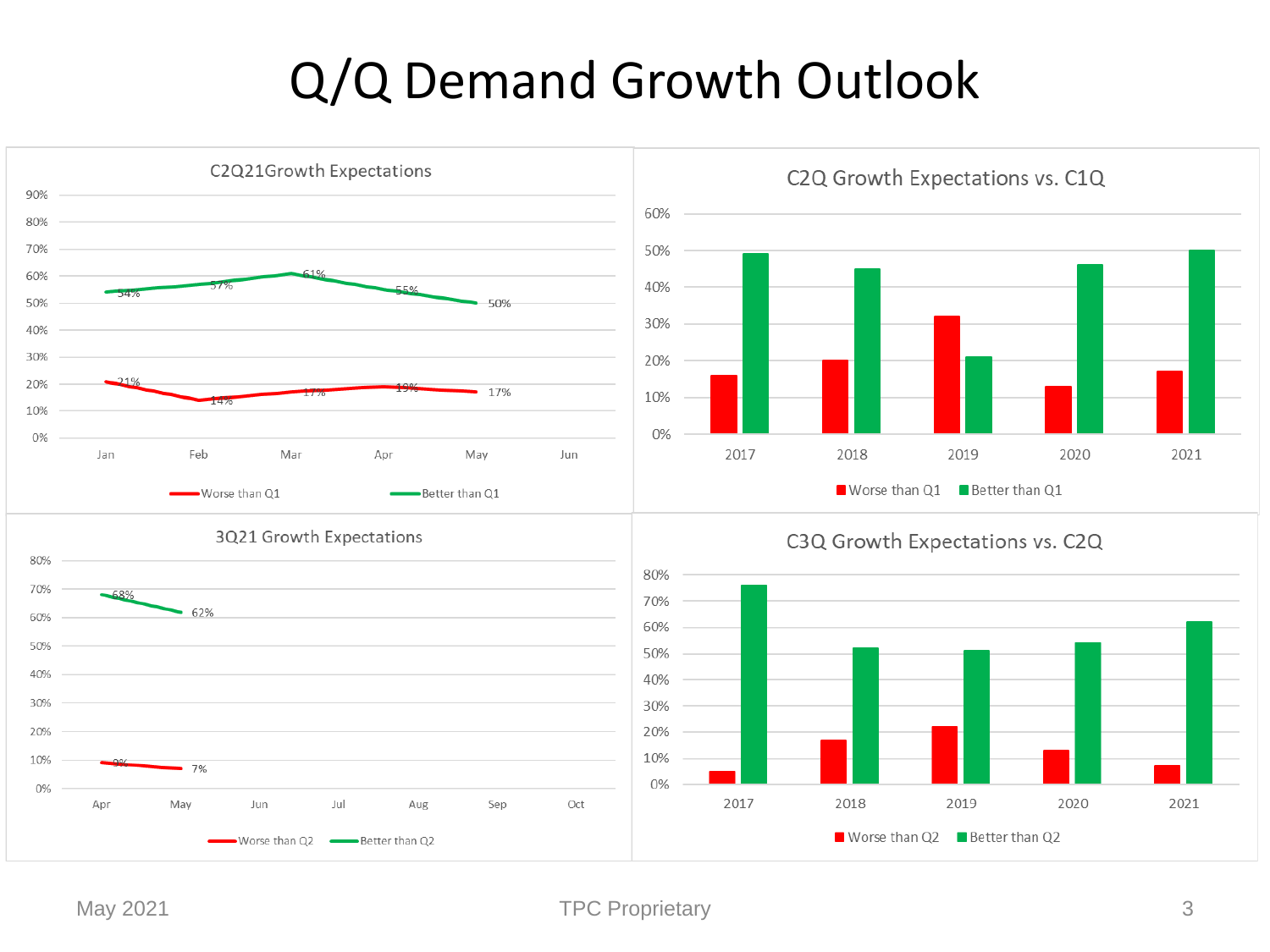# Q/Q Demand Growth Outlook

## C2Q21Growth Expectations

| | Jan | Feb | Mar | Apr | May |
|---|---|---|---|---|---|
| Worse than Q1 | 21% | 14% | 17% | 19% | 17% |
| Better than Q1 | 54% | 57% | 61% | 55% | 50% |

## C2Q Growth Expectations vs. C1Q

Legend: Worse than Q1, Better than Q1 (years 2017–2021)

## 3Q21 Growth Expectations

| | Apr | May |
|---|---|---|
| Worse than Q2 | 9% | 7% |
| Better than Q2 | 68% | 62% |

## C3Q Growth Expectations vs. C2Q

Legend: Worse than Q2, Better than Q2 (years 2017–2021)

May 2021 TPC Proprietary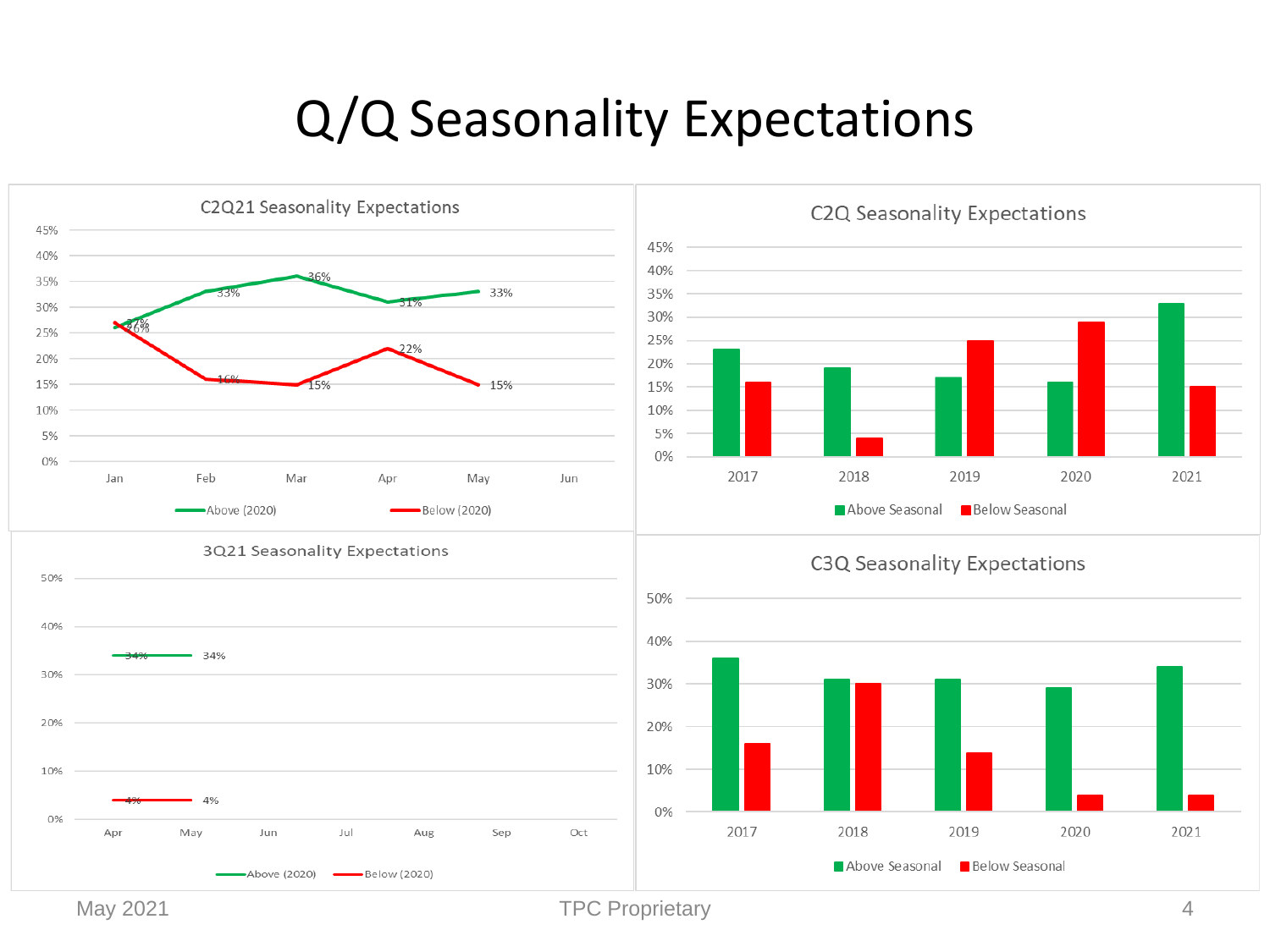# Q/Q Seasonality Expectations

### C2Q21 Seasonality Expectations

| Month | Above (2020) | Below (2020) |
|---|---|---|
| Jan | 26% | 27% |
| Feb | 33% | 16% |
| Mar | 36% | 15% |
| Apr | 31% | 22% |
| May | 33% | 15% |
| Jun | | |

### C2Q Seasonality Expectations

| Year | Above Seasonal | Below Seasonal |
|---|---|---|
| 2017 | | |
| 2018 | | |
| 2019 | | |
| 2020 | | |
| 2021 | | |

### 3Q21 Seasonality Expectations

| Month | Above (2020) | Below (2020) |
|---|---|---|
| Apr | 34% | 4% |
| May | 34% | 4% |
| Jun | | |
| Jul | | |
| Aug | | |
| Sep | | |
| Oct | | |

### C3Q Seasonality Expectations

| Year | Above Seasonal | Below Seasonal |
|---|---|---|
| 2017 | | |
| 2018 | | |
| 2019 | | |
| 2020 | | |
| 2021 | | |

May 2021 TPC Proprietary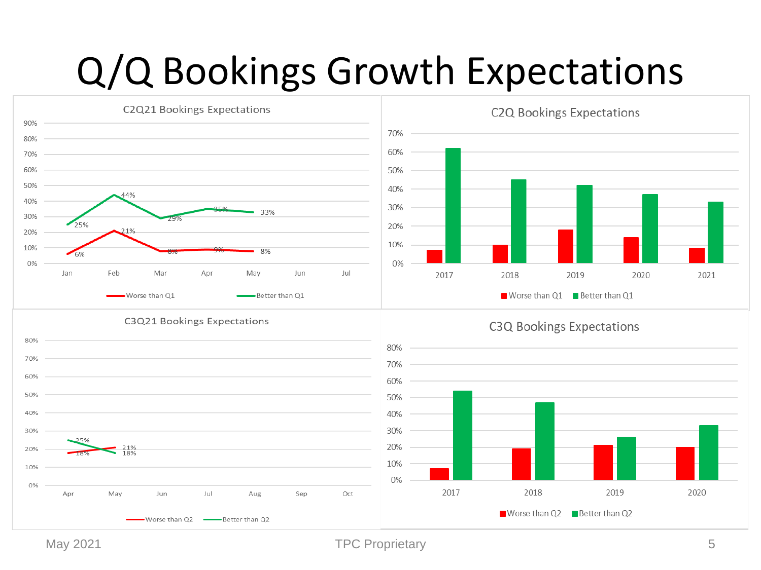# Q/Q Bookings Growth Expectations

**C2Q21 Bookings Expectations**

| Month | Worse than Q1 | Better than Q1 |
|---|---|---|
| Jan | 6% | 25% |
| Feb | 21% | 44% |
| Mar | 8% | 29% |
| Apr | 9% | 35% |
| May | 8% | 33% |

**C2Q Bookings Expectations**

| Year | Worse than Q1 | Better than Q1 |
|---|---|---|
| 2017 | | |
| 2018 | | |
| 2019 | | |
| 2020 | | |
| 2021 | | |

**C3Q21 Bookings Expectations**

| Month | Worse than Q2 | Better than Q2 |
|---|---|---|
| Apr | 18% | 25% |
| May | 21% | 18% |

**C3Q Bookings Expectations**

| Year | Worse than Q2 | Better than Q2 |
|---|---|---|
| 2017 | | |
| 2018 | | |
| 2019 | | |
| 2020 | | |

May 2021

TPC Proprietary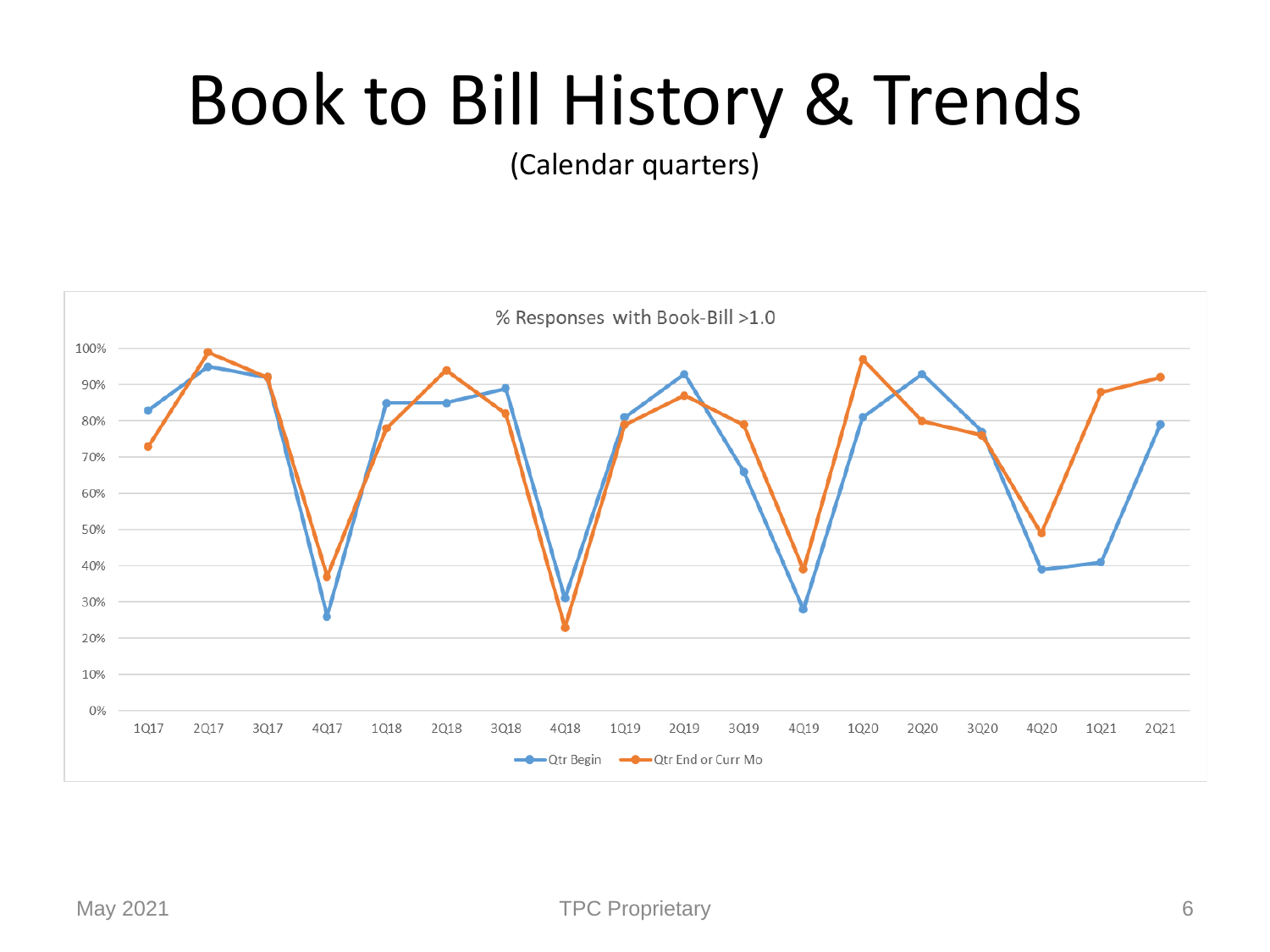# Book to Bill History & Trends

(Calendar quarters)

% Responses with Book-Bill >1.0

| Quarter | Qtr Begin | Qtr End or Curr Mo |
|---|---|---|
| 1Q17 | 83% | 73% |
| 2Q17 | 95% | 99% |
| 3Q17 | 92% | 92% |
| 4Q17 | 26% | 37% |
| 1Q18 | 85% | 78% |
| 2Q18 | 85% | 94% |
| 3Q18 | 89% | 82% |
| 4Q18 | 31% | 23% |
| 1Q19 | 81% | 79% |
| 2Q19 | 93% | 87% |
| 3Q19 | 66% | 79% |
| 4Q19 | 28% | 39% |
| 1Q20 | 81% | 97% |
| 2Q20 | 93% | 80% |
| 3Q20 | 77% | 76% |
| 4Q20 | 39% | 49% |
| 1Q21 | 41% | 88% |
| 2Q21 | 79% | 92% |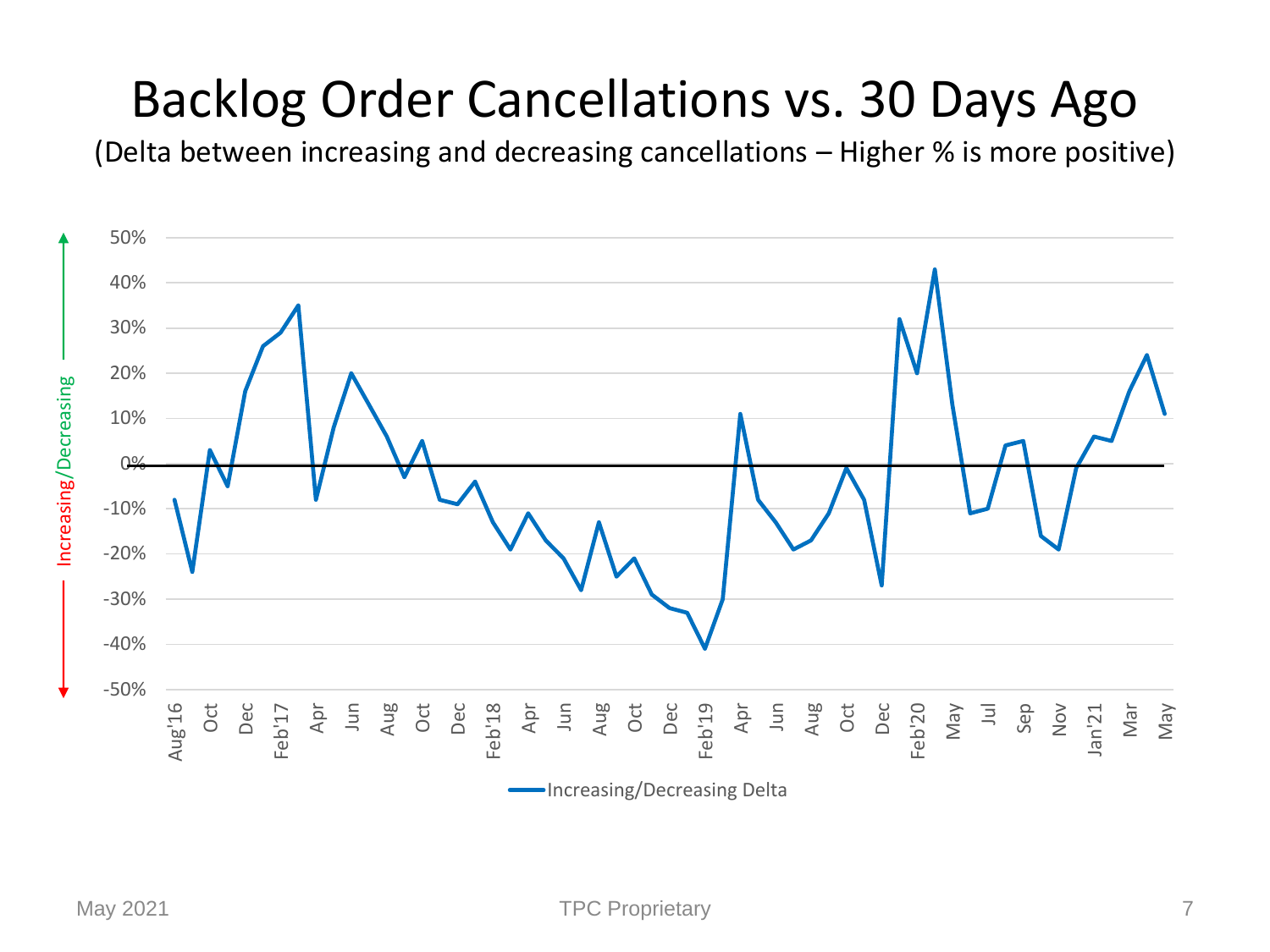# Backlog Order Cancellations vs. 30 Days Ago

(Delta between increasing and decreasing cancellations – Higher % is more positive)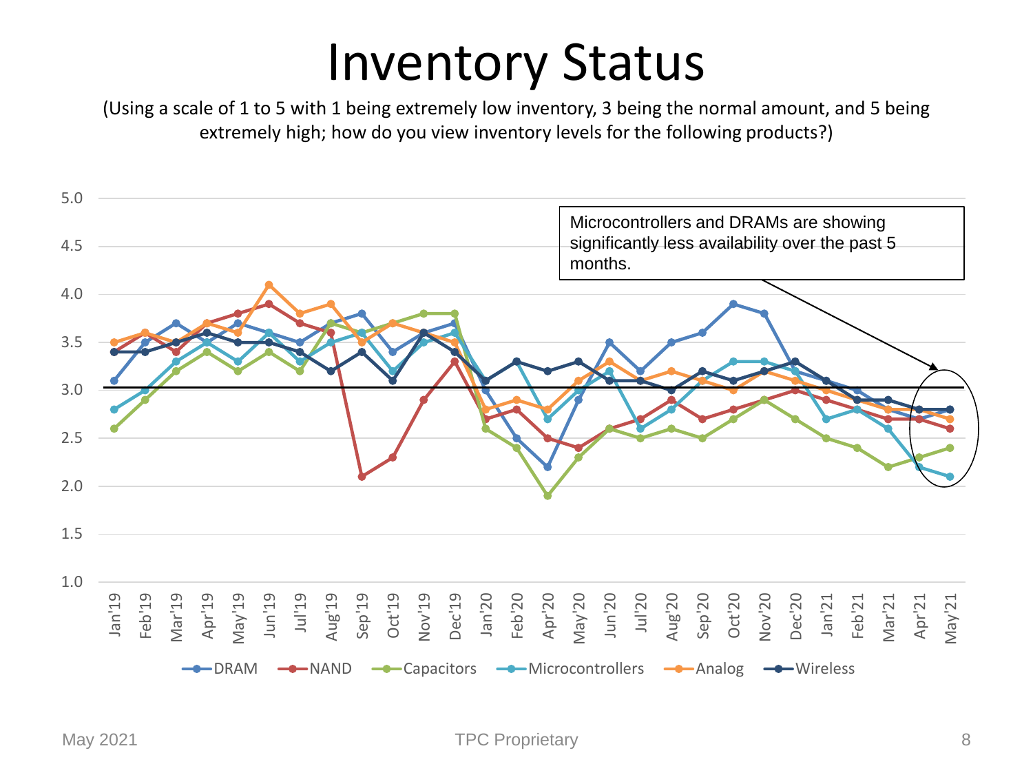# Inventory Status

(Using a scale of 1 to 5 with 1 being extremely low inventory, 3 being the normal amount, and 5 being extremely high; how do you view inventory levels for the following products?)

Microcontrollers and DRAMs are showing significantly less availability over the past 5 months.

5.0
4.5
4.0
3.5
3.0
2.5
2.0
1.5
1.0

Jan'19 Feb'19 Mar'19 Apr'19 May'19 Jun'19 Jul'19 Aug'19 Sep'19 Oct'19 Nov'19 Dec'19 Jan'20 Feb'20 Apr'20 May'20 Jun'20 Jul'20 Aug'20 Sep'20 Oct'20 Nov'20 Dec'20 Jan'21 Feb'21 Mar'21 Apr'21 May'21

DRAM NAND Capacitors Microcontrollers Analog Wireless

May 2021 TPC Proprietary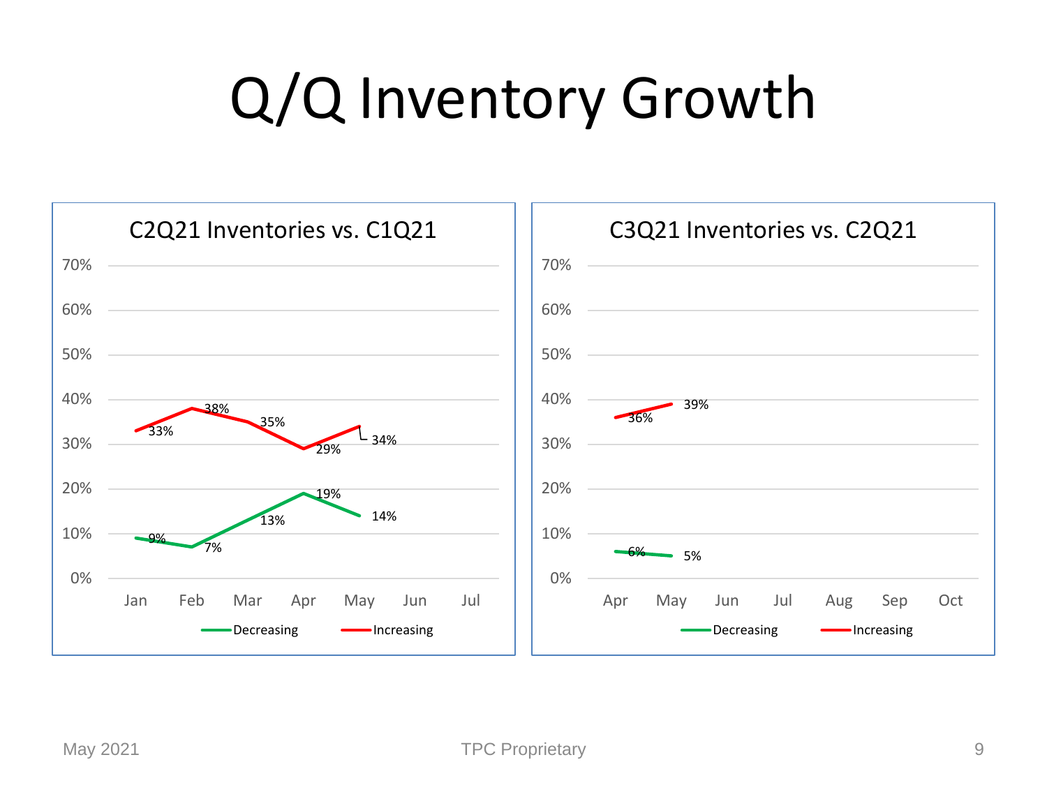# Q/Q Inventory Growth

**C2Q21 Inventories vs. C1Q21**

| Month | Decreasing | Increasing |
|---|---|---|
| Jan | 9% | 33% |
| Feb | 7% | 38% |
| Mar | 13% | 35% |
| Apr | 19% | 29% |
| May | 14% | 34% |
| Jun | | |
| Jul | | |

**C3Q21 Inventories vs. C2Q21**

| Month | Decreasing | Increasing |
|---|---|---|
| Apr | 6% | 36% |
| May | 5% | 39% |
| Jun | | |
| Jul | | |
| Aug | | |
| Sep | | |
| Oct | | |

May 2021 TPC Proprietary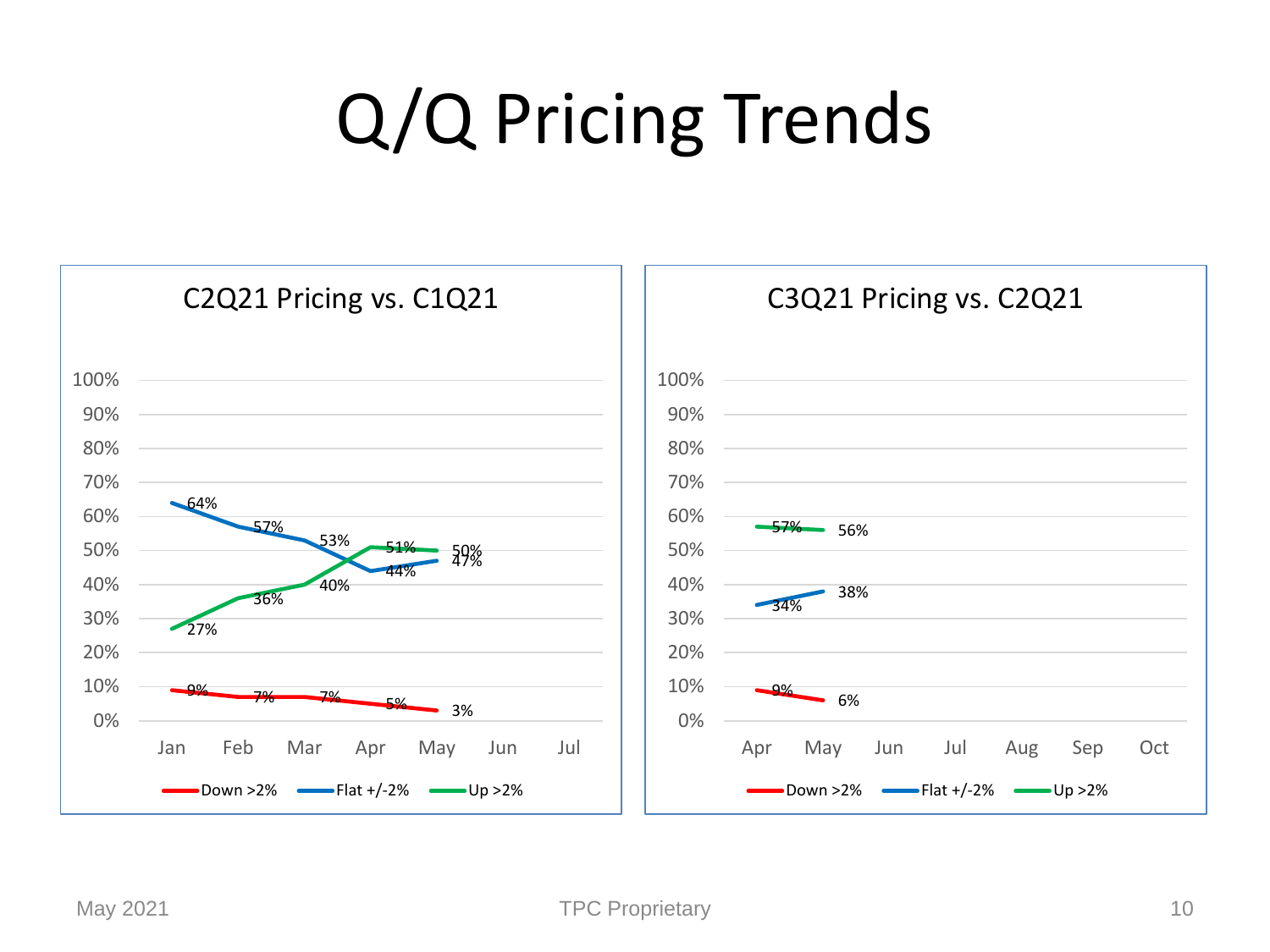# Q/Q Pricing Trends

## C2Q21 Pricing vs. C1Q21

| Month | Down >2% | Flat +/-2% | Up >2% |
|---|---|---|---|
| Jan | 9% | 64% | 27% |
| Feb | 7% | 57% | 36% |
| Mar | 7% | 53% | 40% |
| Apr | 5% | 44% | 51% |
| May | 3% | 47% | 50% |
| Jun | | | |
| Jul | | | |

## C3Q21 Pricing vs. C2Q21

| Month | Down >2% | Flat +/-2% | Up >2% |
|---|---|---|---|
| Apr | 9% | 34% | 57% |
| May | 6% | 38% | 56% |
| Jun | | | |
| Jul | | | |
| Aug | | | |
| Sep | | | |
| Oct | | | |

May 2021 TPC Proprietary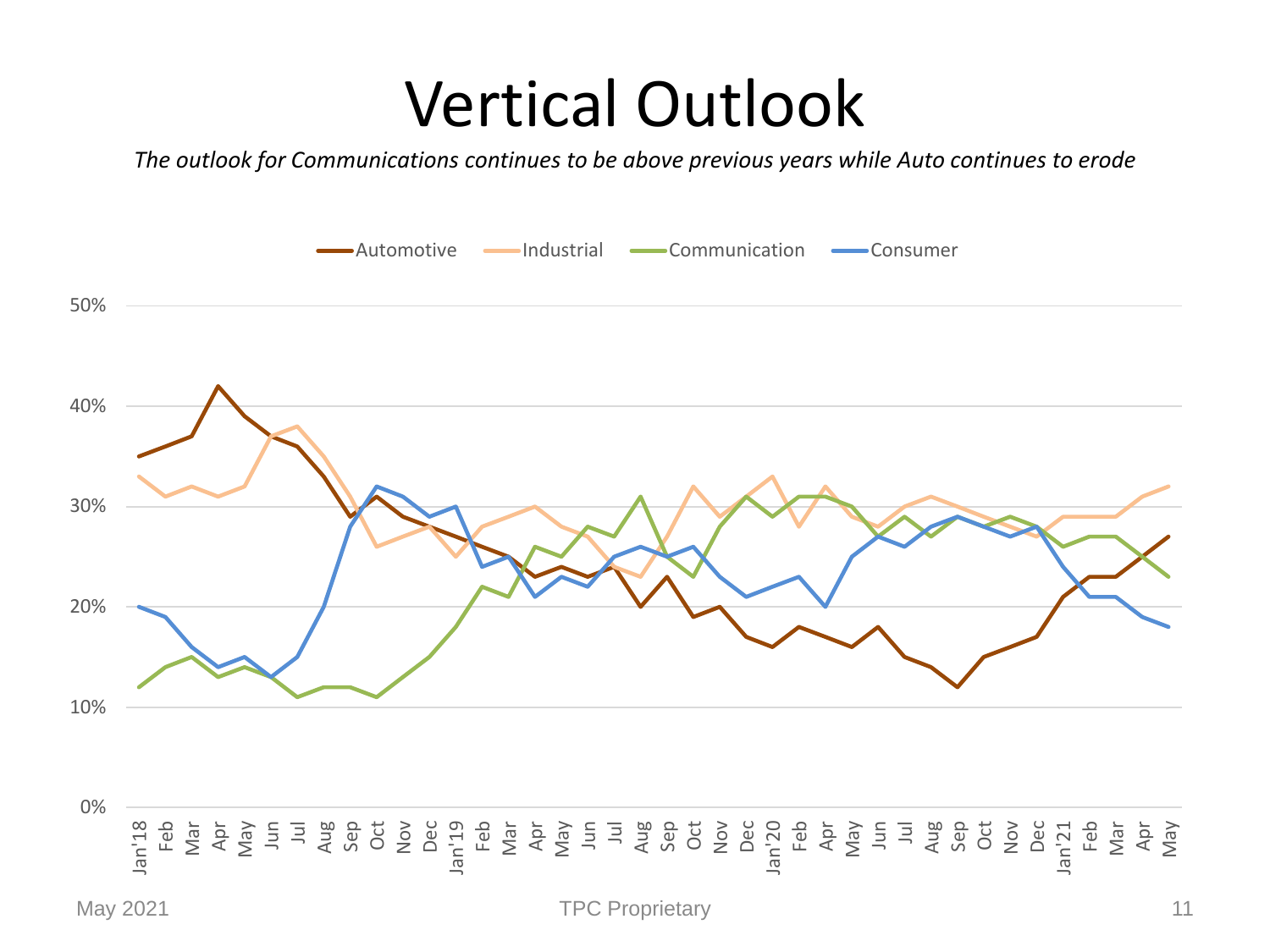# Vertical Outlook

*The outlook for Communications continues to be above previous years while Auto continues to erode*

Automotive
Industrial
Communication
Consumer

50%
40%
30%
20%
10%
0%

Jan'18 Feb Mar Apr May Jun Jul Aug Sep Oct Nov Dec Jan'19 Feb Mar Apr May Jun Jul Aug Sep Oct Nov Dec Jan'20 Feb Apr May Jun Jul Aug Sep Oct Nov Dec Jan'21 Feb Mar Apr May

May 2021

TPC Proprietary